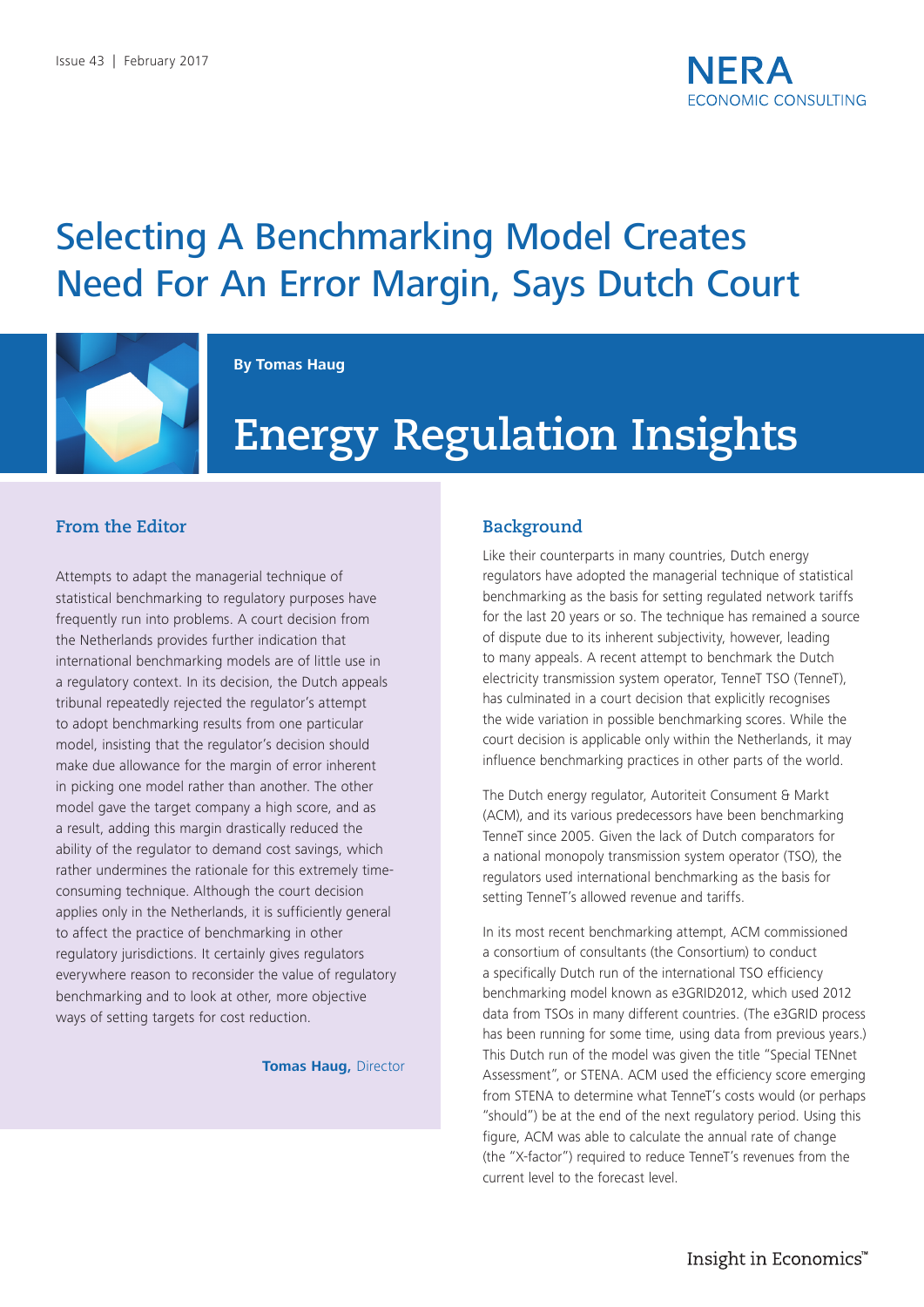# Selecting A Benchmarking Model Creates Need For An Error Margin, Says Dutch Court

**By Tomas Haug**

## Energy Regulation Insights

### From the Editor

Attempts to adapt the managerial technique of statistical benchmarking to regulatory purposes have frequently run into problems. A court decision from the Netherlands provides further indication that international benchmarking models are of little use in a regulatory context. In its decision, the Dutch appeals tribunal repeatedly rejected the regulator's attempt to adopt benchmarking results from one particular model, insisting that the regulator's decision should make due allowance for the margin of error inherent in picking one model rather than another. The other model gave the target company a high score, and as a result, adding this margin drastically reduced the ability of the regulator to demand cost savings, which rather undermines the rationale for this extremely time-consuming technique. Although the court decision applies only in the Netherlands, it is sufficiently general to affect the practice of benchmarking in other regulatory jurisdictions. It certainly gives regulators everywhere reason to reconsider the value of regulatory benchmarking and to look at other, more objective ways of setting targets for cost reduction.

**Tomas Haug,** Director

### Background

Like their counterparts in many countries, Dutch energy regulators have adopted the managerial technique of statistical benchmarking as the basis for setting regulated network tariffs for the last 20 years or so. The technique has remained a source of dispute due to its inherent subjectivity, however, leading to many appeals. A recent attempt to benchmark the Dutch electricity transmission system operator, TenneT TSO (TenneT), has culminated in a court decision that explicitly recognises the wide variation in possible benchmarking scores. While the court decision is applicable only within the Netherlands, it may influence benchmarking practices in other parts of the world.

The Dutch energy regulator, Autoriteit Consument & Markt (ACM), and its various predecessors have been benchmarking TenneT since 2005. Given the lack of Dutch comparators for a national monopoly transmission system operator (TSO), the regulators used international benchmarking as the basis for setting TenneT's allowed revenue and tariffs.

In its most recent benchmarking attempt, ACM commissioned a consortium of consultants (the Consortium) to conduct a specifically Dutch run of the international TSO efficiency benchmarking model known as e3GRID2012, which used 2012 data from TSOs in many different countries. (The e3GRID process has been running for some time, using data from previous years.) This Dutch run of the model was given the title "Special TENnet Assessment", or STENA. ACM used the efficiency score emerging from STENA to determine what TenneT's costs would (or perhaps "should") be at the end of the next regulatory period. Using this figure, ACM was able to calculate the annual rate of change (the "X-factor") required to reduce TenneT's revenues from the current level to the forecast level.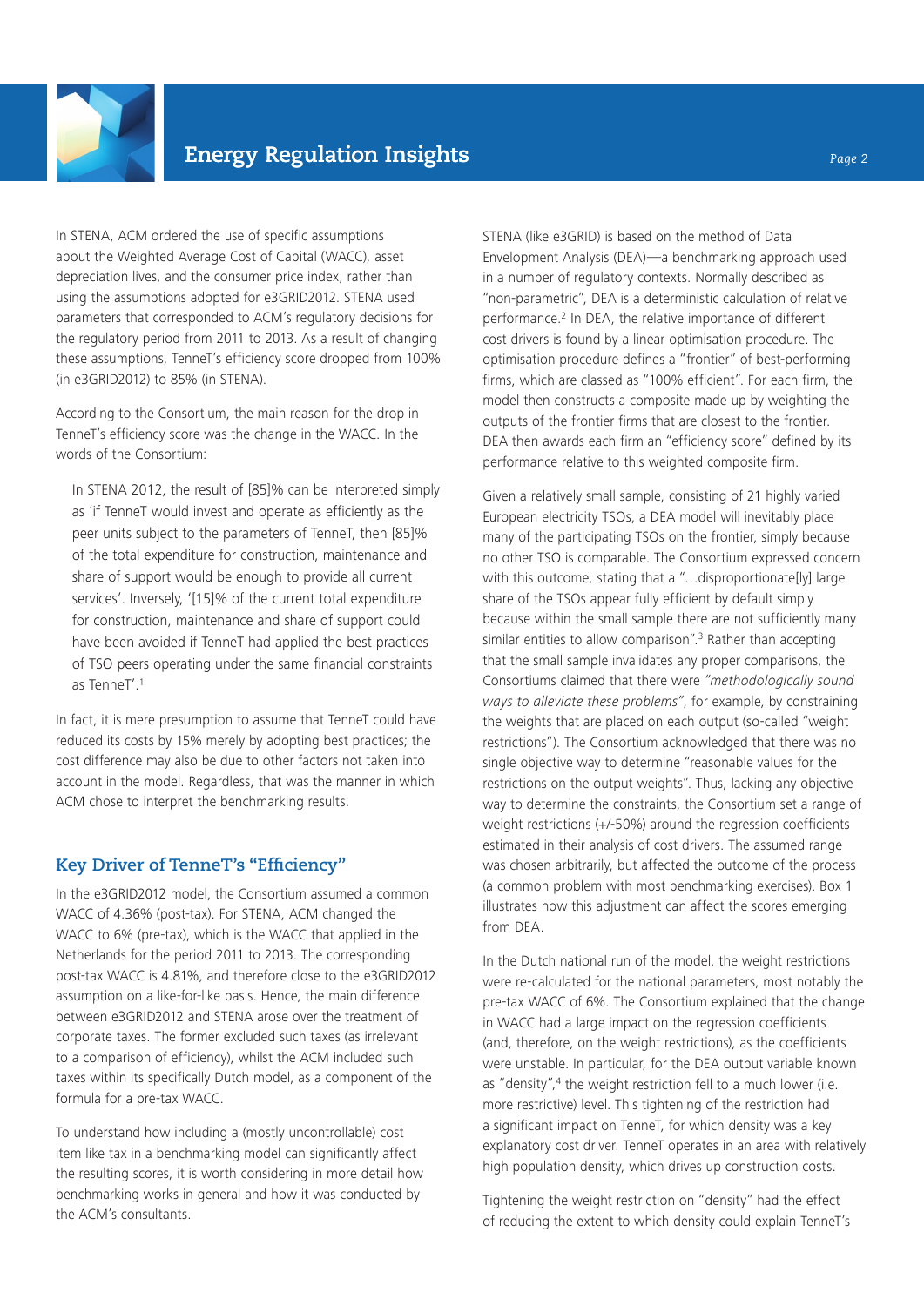In STENA, ACM ordered the use of specific assumptions about the Weighted Average Cost of Capital (WACC), asset depreciation lives, and the consumer price index, rather than using the assumptions adopted for e3GRID2012. STENA used parameters that corresponded to ACM's regulatory decisions for the regulatory period from 2011 to 2013. As a result of changing these assumptions, TenneT's efficiency score dropped from 100% (in e3GRID2012) to 85% (in STENA).

According to the Consortium, the main reason for the drop in TenneT's efficiency score was the change in the WACC. In the words of the Consortium:

> In STENA 2012, the result of [85]% can be interpreted simply as 'if TenneT would invest and operate as efficiently as the peer units subject to the parameters of TenneT, then [85]% of the total expenditure for construction, maintenance and share of support would be enough to provide all current services'. Inversely, '[15]% of the current total expenditure for construction, maintenance and share of support could have been avoided if TenneT had applied the best practices of TSO peers operating under the same financial constraints as TenneT'.[1]

In fact, it is mere presumption to assume that TenneT could have reduced its costs by 15% merely by adopting best practices; the cost difference may also be due to other factors not taken into account in the model. Regardless, that was the manner in which ACM chose to interpret the benchmarking results.

## Key Driver of TenneT's "Efficiency"

In the e3GRID2012 model, the Consortium assumed a common WACC of 4.36% (post-tax). For STENA, ACM changed the WACC to 6% (pre-tax), which is the WACC that applied in the Netherlands for the period 2011 to 2013. The corresponding post-tax WACC is 4.81%, and therefore close to the e3GRID2012 assumption on a like-for-like basis. Hence, the main difference between e3GRID2012 and STENA arose over the treatment of corporate taxes. The former excluded such taxes (as irrelevant to a comparison of efficiency), whilst the ACM included such taxes within its specifically Dutch model, as a component of the formula for a pre-tax WACC.

To understand how including a (mostly uncontrollable) cost item like tax in a benchmarking model can significantly affect the resulting scores, it is worth considering in more detail how benchmarking works in general and how it was conducted by the ACM's consultants.

STENA (like e3GRID) is based on the method of Data Envelopment Analysis (DEA)—a benchmarking approach used in a number of regulatory contexts. Normally described as "non-parametric", DEA is a deterministic calculation of relative performance.[2] In DEA, the relative importance of different cost drivers is found by a linear optimisation procedure. The optimisation procedure defines a "frontier" of best-performing firms, which are classed as "100% efficient". For each firm, the model then constructs a composite made up by weighting the outputs of the frontier firms that are closest to the frontier. DEA then awards each firm an "efficiency score" defined by its performance relative to this weighted composite firm.

Given a relatively small sample, consisting of 21 highly varied European electricity TSOs, a DEA model will inevitably place many of the participating TSOs on the frontier, simply because no other TSO is comparable. The Consortium expressed concern with this outcome, stating that a "…disproportionate[ly] large share of the TSOs appear fully efficient by default simply because within the small sample there are not sufficiently many similar entities to allow comparison".[3] Rather than accepting that the small sample invalidates any proper comparisons, the Consortiums claimed that there were *"methodologically sound ways to alleviate these problems"*, for example, by constraining the weights that are placed on each output (so-called "weight restrictions"). The Consortium acknowledged that there was no single objective way to determine "reasonable values for the restrictions on the output weights". Thus, lacking any objective way to determine the constraints, the Consortium set a range of weight restrictions (+/-50%) around the regression coefficients estimated in their analysis of cost drivers. The assumed range was chosen arbitrarily, but affected the outcome of the process (a common problem with most benchmarking exercises). Box 1 illustrates how this adjustment can affect the scores emerging from DEA.

In the Dutch national run of the model, the weight restrictions were re-calculated for the national parameters, most notably the pre-tax WACC of 6%. The Consortium explained that the change in WACC had a large impact on the regression coefficients (and, therefore, on the weight restrictions), as the coefficients were unstable. In particular, for the DEA output variable known as "density",[4] the weight restriction fell to a much lower (i.e. more restrictive) level. This tightening of the restriction had a significant impact on TenneT, for which density was a key explanatory cost driver. TenneT operates in an area with relatively high population density, which drives up construction costs.

Tightening the weight restriction on "density" had the effect of reducing the extent to which density could explain TenneT's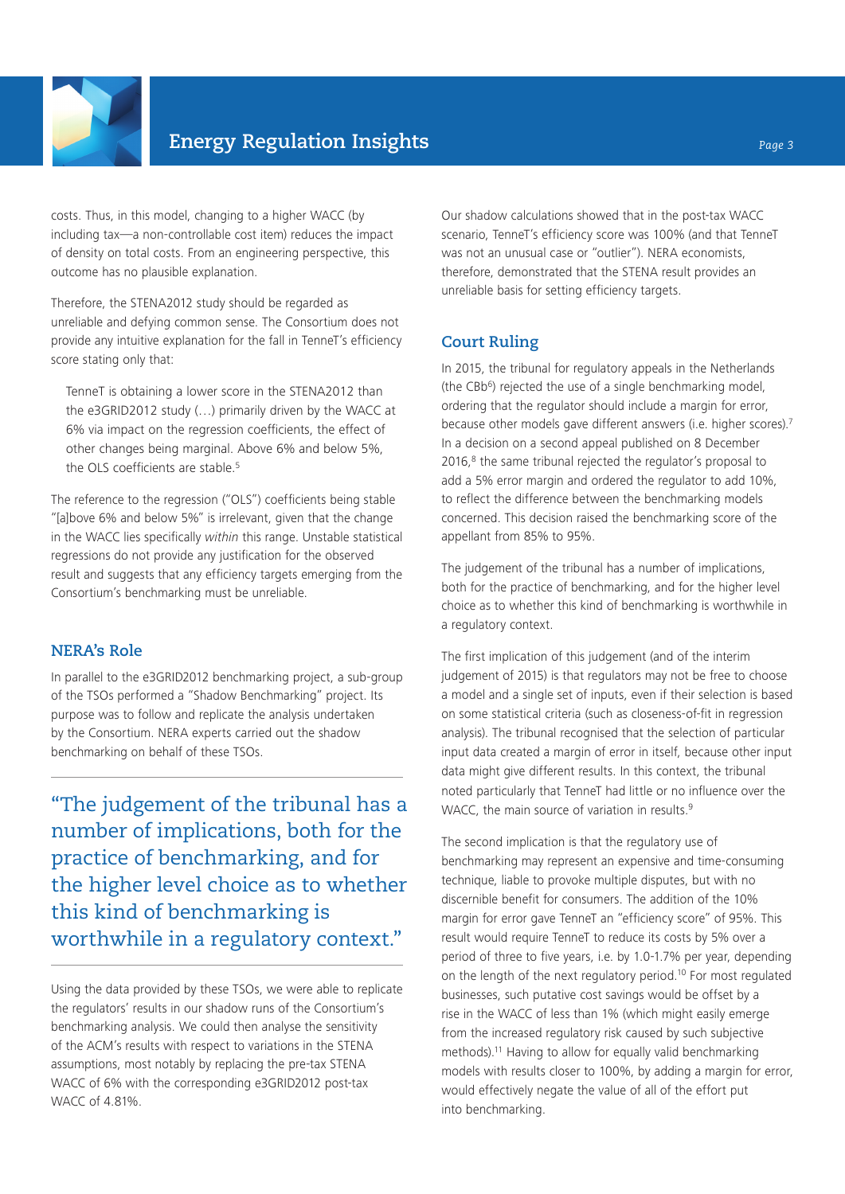costs. Thus, in this model, changing to a higher WACC (by including tax—a non-controllable cost item) reduces the impact of density on total costs. From an engineering perspective, this outcome has no plausible explanation.

Therefore, the STENA2012 study should be regarded as unreliable and defying common sense. The Consortium does not provide any intuitive explanation for the fall in TenneT's efficiency score stating only that:

> TenneT is obtaining a lower score in the STENA2012 than the e3GRID2012 study (…) primarily driven by the WACC at 6% via impact on the regression coefficients, the effect of other changes being marginal. Above 6% and below 5%, the OLS coefficients are stable.[5]

The reference to the regression ("OLS") coefficients being stable "[a]bove 6% and below 5%" is irrelevant, given that the change in the WACC lies specifically *within* this range. Unstable statistical regressions do not provide any justification for the observed result and suggests that any efficiency targets emerging from the Consortium's benchmarking must be unreliable.

## NERA's Role

In parallel to the e3GRID2012 benchmarking project, a sub-group of the TSOs performed a "Shadow Benchmarking" project. Its purpose was to follow and replicate the analysis undertaken by the Consortium. NERA experts carried out the shadow benchmarking on behalf of these TSOs.

> "The judgement of the tribunal has a number of implications, both for the practice of benchmarking, and for the higher level choice as to whether this kind of benchmarking is worthwhile in a regulatory context."

Using the data provided by these TSOs, we were able to replicate the regulators' results in our shadow runs of the Consortium's benchmarking analysis. We could then analyse the sensitivity of the ACM's results with respect to variations in the STENA assumptions, most notably by replacing the pre-tax STENA WACC of 6% with the corresponding e3GRID2012 post-tax WACC of 4.81%.

Our shadow calculations showed that in the post-tax WACC scenario, TenneT's efficiency score was 100% (and that TenneT was not an unusual case or "outlier"). NERA economists, therefore, demonstrated that the STENA result provides an unreliable basis for setting efficiency targets.

## Court Ruling

In 2015, the tribunal for regulatory appeals in the Netherlands (the CBb[6]) rejected the use of a single benchmarking model, ordering that the regulator should include a margin for error, because other models gave different answers (i.e. higher scores).[7] In a decision on a second appeal published on 8 December 2016,[8] the same tribunal rejected the regulator's proposal to add a 5% error margin and ordered the regulator to add 10%, to reflect the difference between the benchmarking models concerned. This decision raised the benchmarking score of the appellant from 85% to 95%.

The judgement of the tribunal has a number of implications, both for the practice of benchmarking, and for the higher level choice as to whether this kind of benchmarking is worthwhile in a regulatory context.

The first implication of this judgement (and of the interim judgement of 2015) is that regulators may not be free to choose a model and a single set of inputs, even if their selection is based on some statistical criteria (such as closeness-of-fit in regression analysis). The tribunal recognised that the selection of particular input data created a margin of error in itself, because other input data might give different results. In this context, the tribunal noted particularly that TenneT had little or no influence over the WACC, the main source of variation in results.[9]

The second implication is that the regulatory use of benchmarking may represent an expensive and time-consuming technique, liable to provoke multiple disputes, but with no discernible benefit for consumers. The addition of the 10% margin for error gave TenneT an "efficiency score" of 95%. This result would require TenneT to reduce its costs by 5% over a period of three to five years, i.e. by 1.0-1.7% per year, depending on the length of the next regulatory period.[10] For most regulated businesses, such putative cost savings would be offset by a rise in the WACC of less than 1% (which might easily emerge from the increased regulatory risk caused by such subjective methods).[11] Having to allow for equally valid benchmarking models with results closer to 100%, by adding a margin for error, would effectively negate the value of all of the effort put into benchmarking.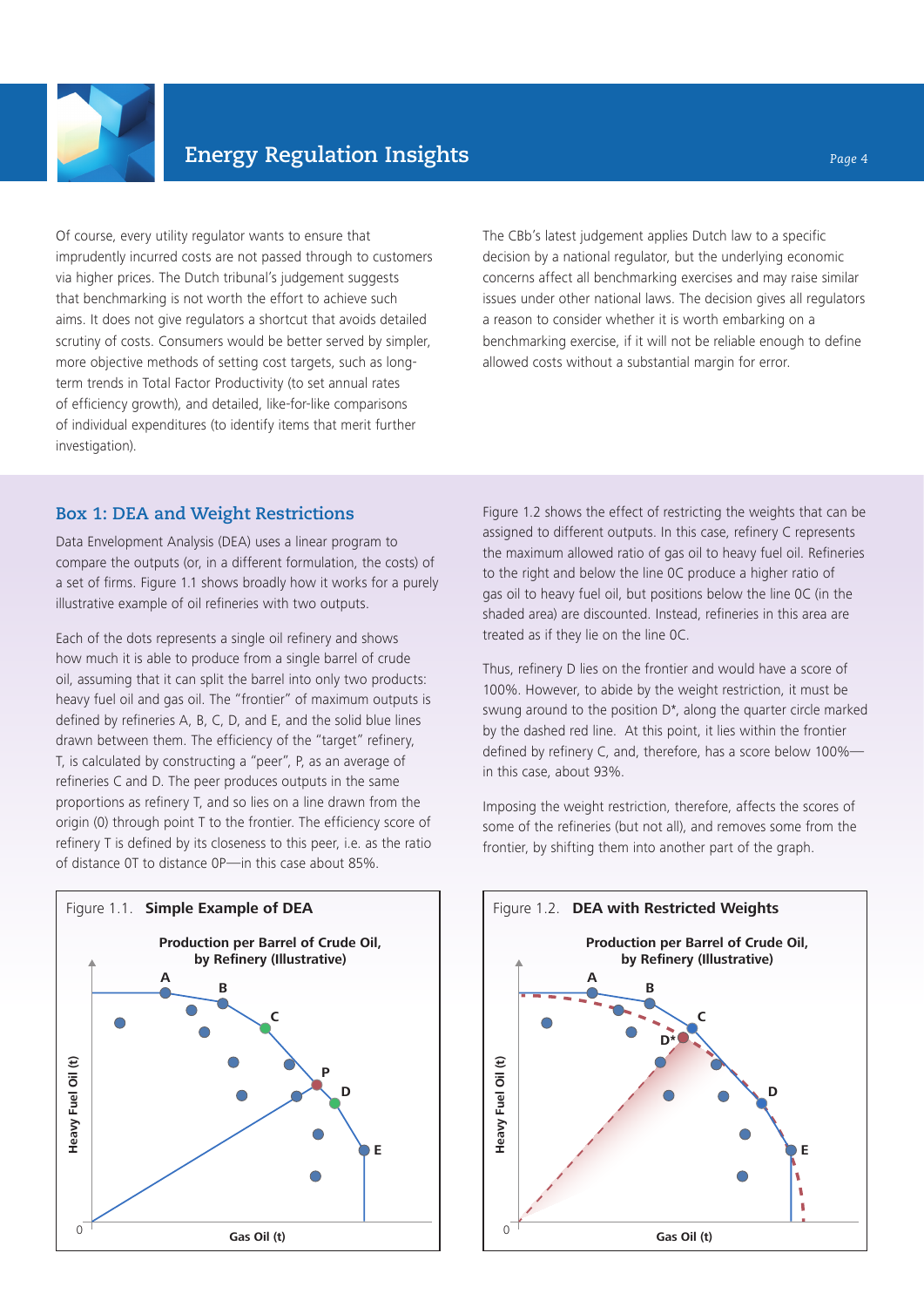Of course, every utility regulator wants to ensure that imprudently incurred costs are not passed through to customers via higher prices. The Dutch tribunal's judgement suggests that benchmarking is not worth the effort to achieve such aims. It does not give regulators a shortcut that avoids detailed scrutiny of costs. Consumers would be better served by simpler, more objective methods of setting cost targets, such as long-term trends in Total Factor Productivity (to set annual rates of efficiency growth), and detailed, like-for-like comparisons of individual expenditures (to identify items that merit further investigation).

The CBb's latest judgement applies Dutch law to a specific decision by a national regulator, but the underlying economic concerns affect all benchmarking exercises and may raise similar issues under other national laws. The decision gives all regulators a reason to consider whether it is worth embarking on a benchmarking exercise, if it will not be reliable enough to define allowed costs without a substantial margin for error.

## Box 1: DEA and Weight Restrictions

Data Envelopment Analysis (DEA) uses a linear program to compare the outputs (or, in a different formulation, the costs) of a set of firms. Figure 1.1 shows broadly how it works for a purely illustrative example of oil refineries with two outputs.

Each of the dots represents a single oil refinery and shows how much it is able to produce from a single barrel of crude oil, assuming that it can split the barrel into only two products: heavy fuel oil and gas oil. The "frontier" of maximum outputs is defined by refineries A, B, C, D, and E, and the solid blue lines drawn between them. The efficiency of the "target" refinery, T, is calculated by constructing a "peer", P, as an average of refineries C and D. The peer produces outputs in the same proportions as refinery T, and so lies on a line drawn from the origin (0) through point T to the frontier. The efficiency score of refinery T is defined by its closeness to this peer, i.e. as the ratio of distance 0T to distance 0P—in this case about 85%.

Figure 1.2 shows the effect of restricting the weights that can be assigned to different outputs. In this case, refinery C represents the maximum allowed ratio of gas oil to heavy fuel oil. Refineries to the right and below the line 0C produce a higher ratio of gas oil to heavy fuel oil, but positions below the line 0C (in the shaded area) are discounted. Instead, refineries in this area are treated as if they lie on the line 0C.

Thus, refinery D lies on the frontier and would have a score of 100%. However, to abide by the weight restriction, it must be swung around to the position D*, along the quarter circle marked by the dashed red line. At this point, it lies within the frontier defined by refinery C, and, therefore, has a score below 100%—in this case, about 93%.

Imposing the weight restriction, therefore, affects the scores of some of the refineries (but not all), and removes some from the frontier, by shifting them into another part of the graph.

Figure 1.1. **Simple Example of DEA**

**Production per Barrel of Crude Oil, by Refinery (Illustrative)**

Figure 1.2. **DEA with Restricted Weights**

**Production per Barrel of Crude Oil, by Refinery (Illustrative)**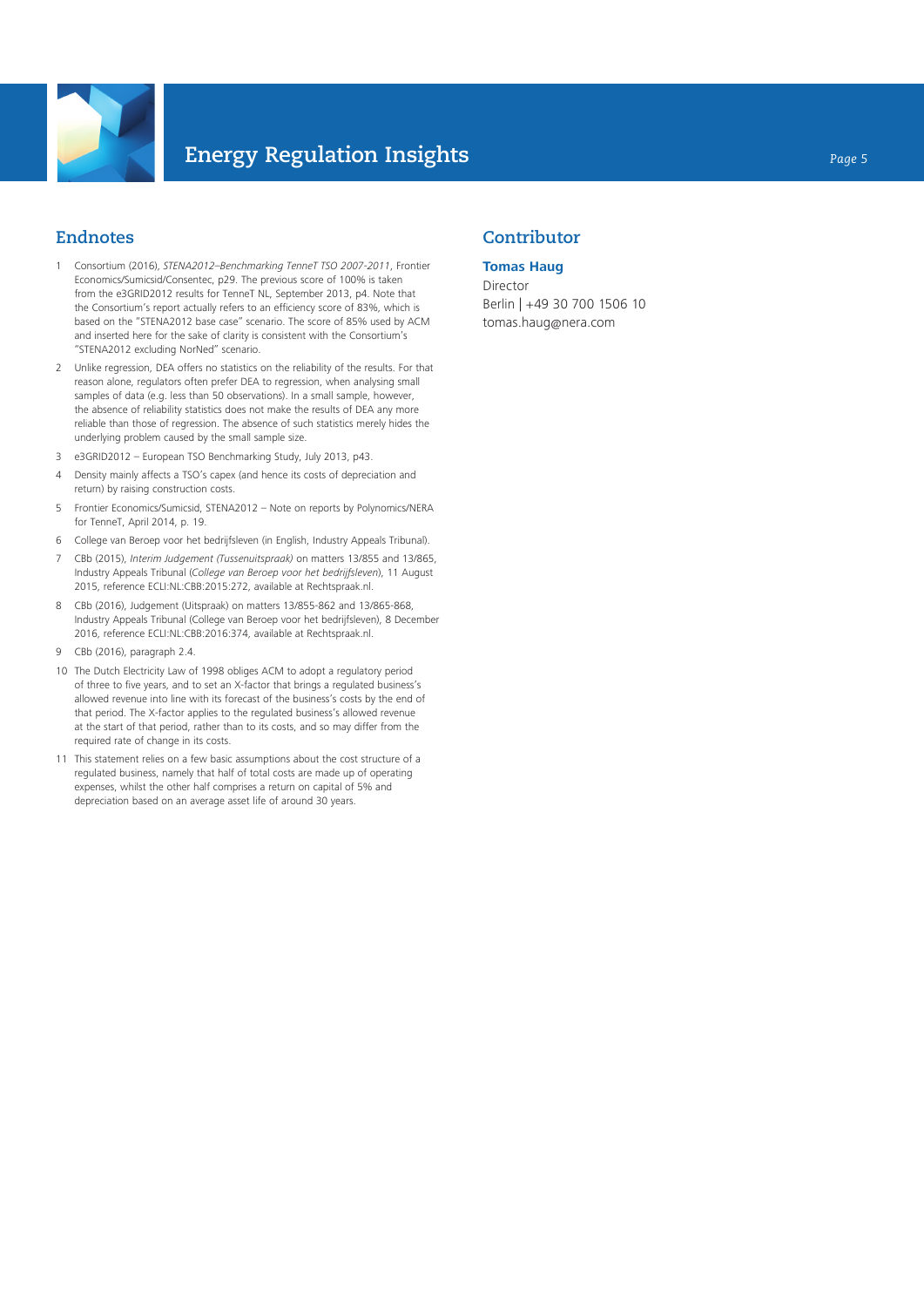## Endnotes

1. Consortium (2016), *STENA2012–Benchmarking TenneT TSO 2007-2011*, Frontier Economics/Sumicsid/Consentec, p29. The previous score of 100% is taken from the e3GRID2012 results for TenneT NL, September 2013, p4. Note that the Consortium's report actually refers to an efficiency score of 83%, which is based on the "STENA2012 base case" scenario. The score of 85% used by ACM and inserted here for the sake of clarity is consistent with the Consortium's "STENA2012 excluding NorNed" scenario.
2. Unlike regression, DEA offers no statistics on the reliability of the results. For that reason alone, regulators often prefer DEA to regression, when analysing small samples of data (e.g. less than 50 observations). In a small sample, however, the absence of reliability statistics does not make the results of DEA any more reliable than those of regression. The absence of such statistics merely hides the underlying problem caused by the small sample size.
3. e3GRID2012 – European TSO Benchmarking Study, July 2013, p43.
4. Density mainly affects a TSO's capex (and hence its costs of depreciation and return) by raising construction costs.
5. Frontier Economics/Sumicsid, STENA2012 – Note on reports by Polynomics/NERA for TenneT, April 2014, p. 19.
6. College van Beroep voor het bedrijfsleven (in English, Industry Appeals Tribunal).
7. CBb (2015), *Interim Judgement (Tussenuitspraak)* on matters 13/855 and 13/865, Industry Appeals Tribunal (*College van Beroep voor het bedrijfsleven*), 11 August 2015, reference ECLI:NL:CBB:2015:272, available at Rechtspraak.nl.
8. CBb (2016), Judgement (Uitspraak) on matters 13/855-862 and 13/865-868, Industry Appeals Tribunal (College van Beroep voor het bedrijfsleven), 8 December 2016, reference ECLI:NL:CBB:2016:374, available at Rechtspraak.nl.
9. CBb (2016), paragraph 2.4.
10. The Dutch Electricity Law of 1998 obliges ACM to adopt a regulatory period of three to five years, and to set an X-factor that brings a regulated business's allowed revenue into line with its forecast of the business's costs by the end of that period. The X-factor applies to the regulated business's allowed revenue at the start of that period, rather than to its costs, and so may differ from the required rate of change in its costs.
11. This statement relies on a few basic assumptions about the cost structure of a regulated business, namely that half of total costs are made up of operating expenses, whilst the other half comprises a return on capital of 5% and depreciation based on an average asset life of around 30 years.

## Contributor

**Tomas Haug**
Director
Berlin | +49 30 700 1506 10
tomas.haug@nera.com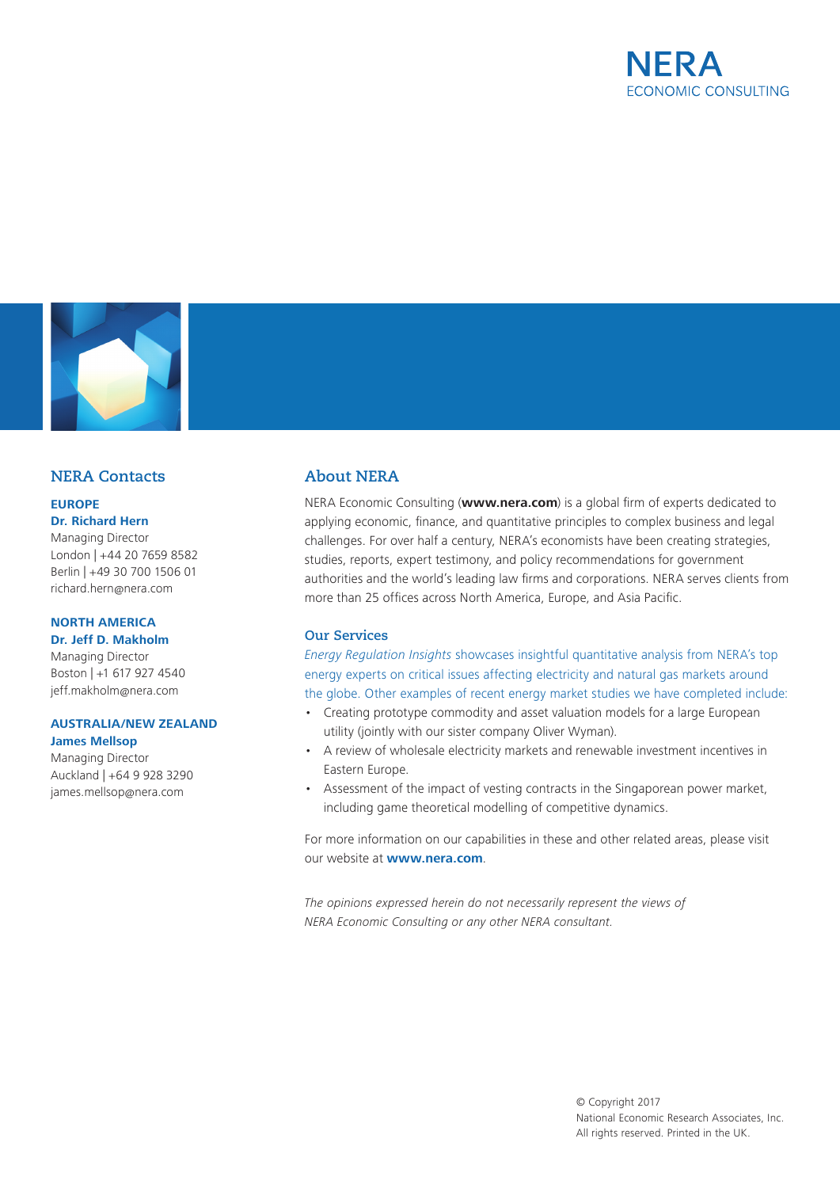NERA
ECONOMIC CONSULTING

## NERA Contacts

**EUROPE**
**Dr. Richard Hern**
Managing Director
London | +44 20 7659 8582
Berlin | +49 30 700 1506 01
richard.hern@nera.com

**NORTH AMERICA**
**Dr. Jeff D. Makholm**
Managing Director
Boston | +1 617 927 4540
jeff.makholm@nera.com

**AUSTRALIA/NEW ZEALAND**
**James Mellsop**
Managing Director
Auckland | +64 9 928 3290
james.mellsop@nera.com

## About NERA

NERA Economic Consulting (**www.nera.com**) is a global firm of experts dedicated to applying economic, finance, and quantitative principles to complex business and legal challenges. For over half a century, NERA's economists have been creating strategies, studies, reports, expert testimony, and policy recommendations for government authorities and the world's leading law firms and corporations. NERA serves clients from more than 25 offices across North America, Europe, and Asia Pacific.

### Our Services

*Energy Regulation Insights* showcases insightful quantitative analysis from NERA's top energy experts on critical issues affecting electricity and natural gas markets around the globe. Other examples of recent energy market studies we have completed include:

- Creating prototype commodity and asset valuation models for a large European utility (jointly with our sister company Oliver Wyman).
- A review of wholesale electricity markets and renewable investment incentives in Eastern Europe.
- Assessment of the impact of vesting contracts in the Singaporean power market, including game theoretical modelling of competitive dynamics.

For more information on our capabilities in these and other related areas, please visit our website at **www.nera.com**.

*The opinions expressed herein do not necessarily represent the views of NERA Economic Consulting or any other NERA consultant.*

© Copyright 2017
National Economic Research Associates, Inc.
All rights reserved. Printed in the UK.